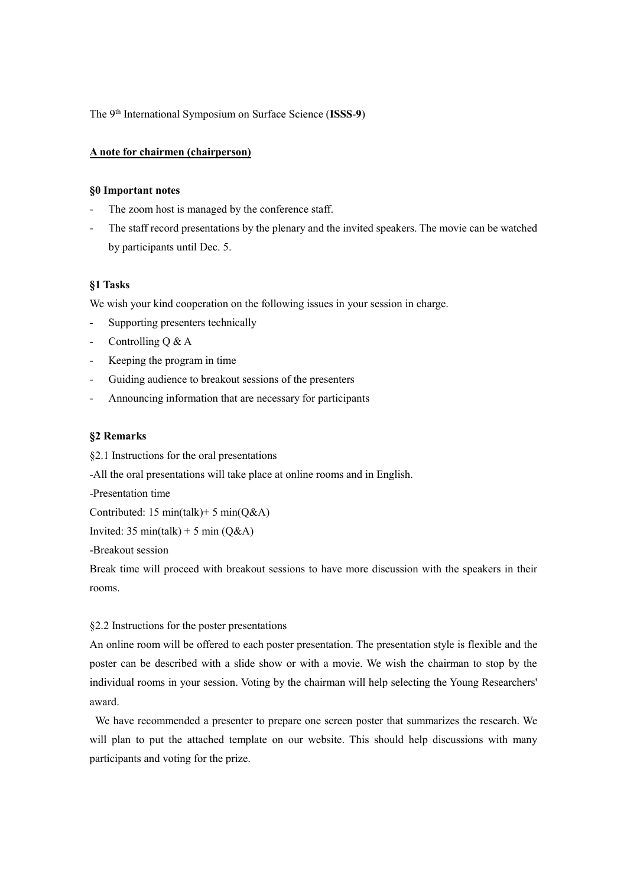The 9th International Symposium on Surface Science (**ISSS-9**)

**A note for chairmen (chairperson)**

**§0 Important notes**

- The zoom host is managed by the conference staff.
- The staff record presentations by the plenary and the invited speakers. The movie can be watched by participants until Dec. 5.

**§1 Tasks**

We wish your kind cooperation on the following issues in your session in charge.

- Supporting presenters technically
- Controlling Q & A
- Keeping the program in time
- Guiding audience to breakout sessions of the presenters
- Announcing information that are necessary for participants

**§2 Remarks**

§2.1 Instructions for the oral presentations

-All the oral presentations will take place at online rooms and in English.

-Presentation time

Contributed: 15 min(talk)+ 5 min(Q&A)

Invited: 35 min(talk) + 5 min (Q&A)

-Breakout session

Break time will proceed with breakout sessions to have more discussion with the speakers in their rooms.

§2.2 Instructions for the poster presentations

An online room will be offered to each poster presentation. The presentation style is flexible and the poster can be described with a slide show or with a movie. We wish the chairman to stop by the individual rooms in your session. Voting by the chairman will help selecting the Young Researchers' award.

We have recommended a presenter to prepare one screen poster that summarizes the research. We will plan to put the attached template on our website. This should help discussions with many participants and voting for the prize.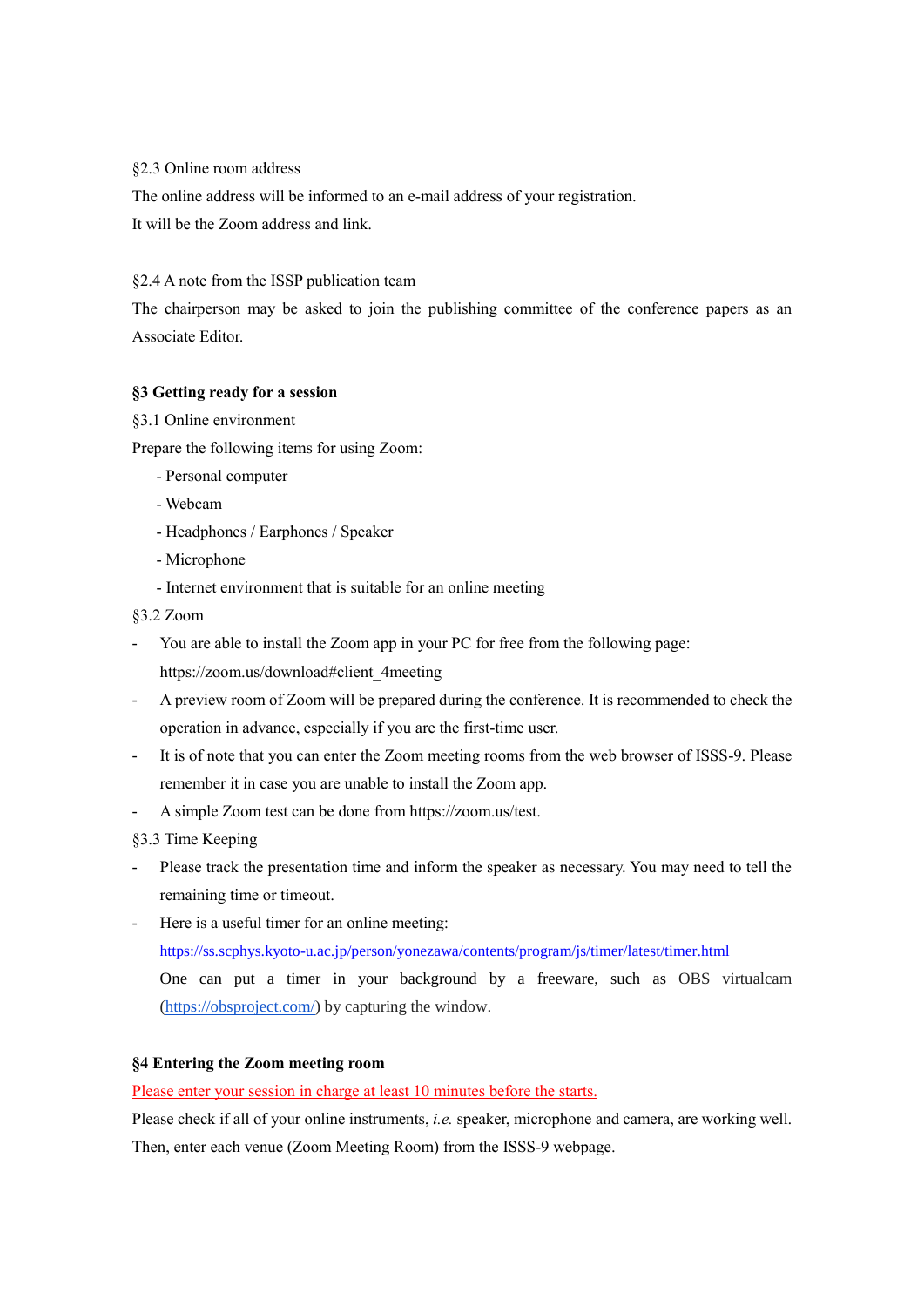§2.3 Online room address

The online address will be informed to an e-mail address of your registration.

It will be the Zoom address and link.

§2.4 A note from the ISSP publication team

The chairperson may be asked to join the publishing committee of the conference papers as an Associate Editor.

## §3 Getting ready for a session

§3.1 Online environment

Prepare the following items for using Zoom:

- Personal computer
- Webcam
- Headphones / Earphones / Speaker
- Microphone
- Internet environment that is suitable for an online meeting

§3.2 Zoom

- You are able to install the Zoom app in your PC for free from the following page: https://zoom.us/download#client_4meeting
- A preview room of Zoom will be prepared during the conference. It is recommended to check the operation in advance, especially if you are the first-time user.
- It is of note that you can enter the Zoom meeting rooms from the web browser of ISSS-9. Please remember it in case you are unable to install the Zoom app.
- A simple Zoom test can be done from https://zoom.us/test.

§3.3 Time Keeping

- Please track the presentation time and inform the speaker as necessary. You may need to tell the remaining time or timeout.
- Here is a useful timer for an online meeting: https://ss.scphys.kyoto-u.ac.jp/person/yonezawa/contents/program/js/timer/latest/timer.html
  One can put a timer in your background by a freeware, such as OBS virtualcam (https://obsproject.com/) by capturing the window.

## §4 Entering the Zoom meeting room

Please enter your session in charge at least 10 minutes before the starts.

Please check if all of your online instruments, *i.e.* speaker, microphone and camera, are working well. Then, enter each venue (Zoom Meeting Room) from the ISSS-9 webpage.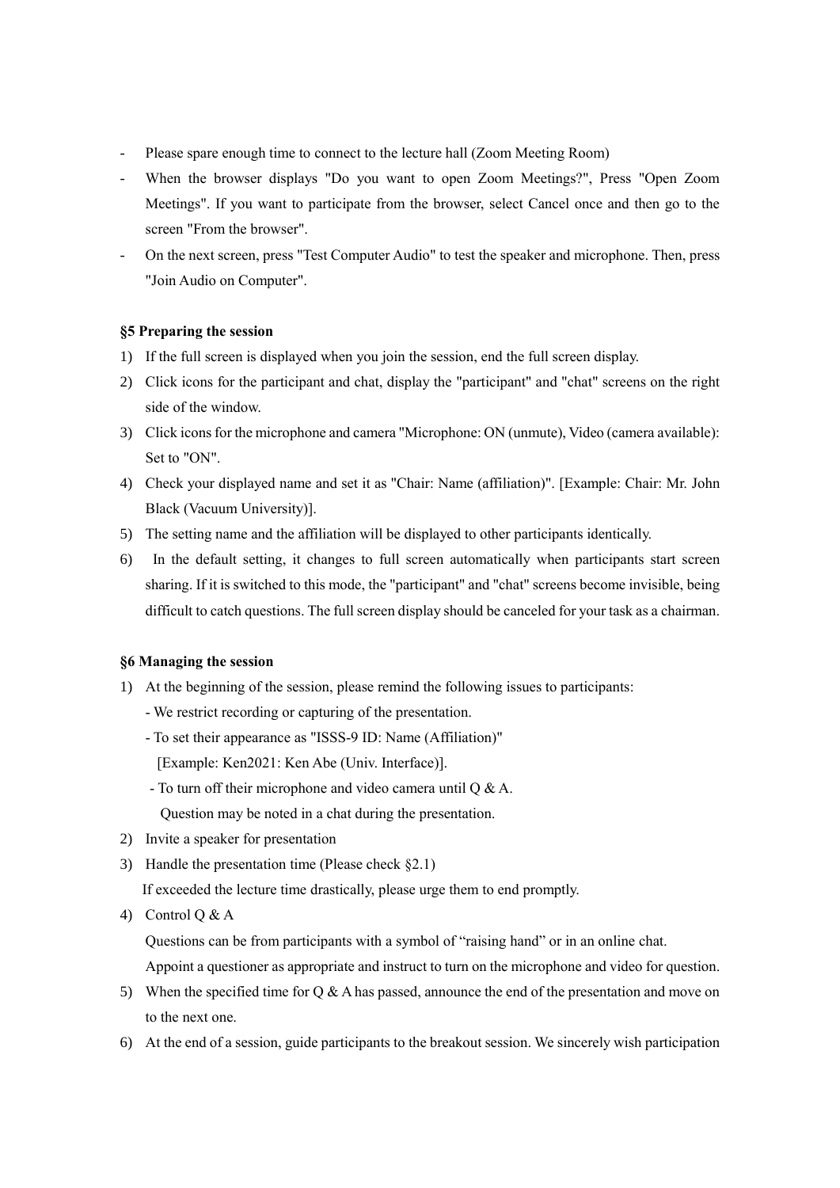- Please spare enough time to connect to the lecture hall (Zoom Meeting Room)
- When the browser displays "Do you want to open Zoom Meetings?", Press "Open Zoom Meetings". If you want to participate from the browser, select Cancel once and then go to the screen "From the browser".
- On the next screen, press "Test Computer Audio" to test the speaker and microphone. Then, press "Join Audio on Computer".

**§5 Preparing the session**

1) If the full screen is displayed when you join the session, end the full screen display.
2) Click icons for the participant and chat, display the "participant" and "chat" screens on the right side of the window.
3) Click icons for the microphone and camera "Microphone: ON (unmute), Video (camera available): Set to "ON".
4) Check your displayed name and set it as "Chair: Name (affiliation)". [Example: Chair: Mr. John Black (Vacuum University)].
5) The setting name and the affiliation will be displayed to other participants identically.
6) In the default setting, it changes to full screen automatically when participants start screen sharing. If it is switched to this mode, the "participant" and "chat" screens become invisible, being difficult to catch questions. The full screen display should be canceled for your task as a chairman.

**§6 Managing the session**

1) At the beginning of the session, please remind the following issues to participants:
   - We restrict recording or capturing of the presentation.
   - To set their appearance as "ISSS-9 ID: Name (Affiliation)"
     [Example: Ken2021: Ken Abe (Univ. Interface)].
   - To turn off their microphone and video camera until Q & A.
     Question may be noted in a chat during the presentation.
2) Invite a speaker for presentation
3) Handle the presentation time (Please check §2.1)
   If exceeded the lecture time drastically, please urge them to end promptly.
4) Control Q & A
   Questions can be from participants with a symbol of "raising hand" or in an online chat.
   Appoint a questioner as appropriate and instruct to turn on the microphone and video for question.
5) When the specified time for Q & A has passed, announce the end of the presentation and move on to the next one.
6) At the end of a session, guide participants to the breakout session. We sincerely wish participation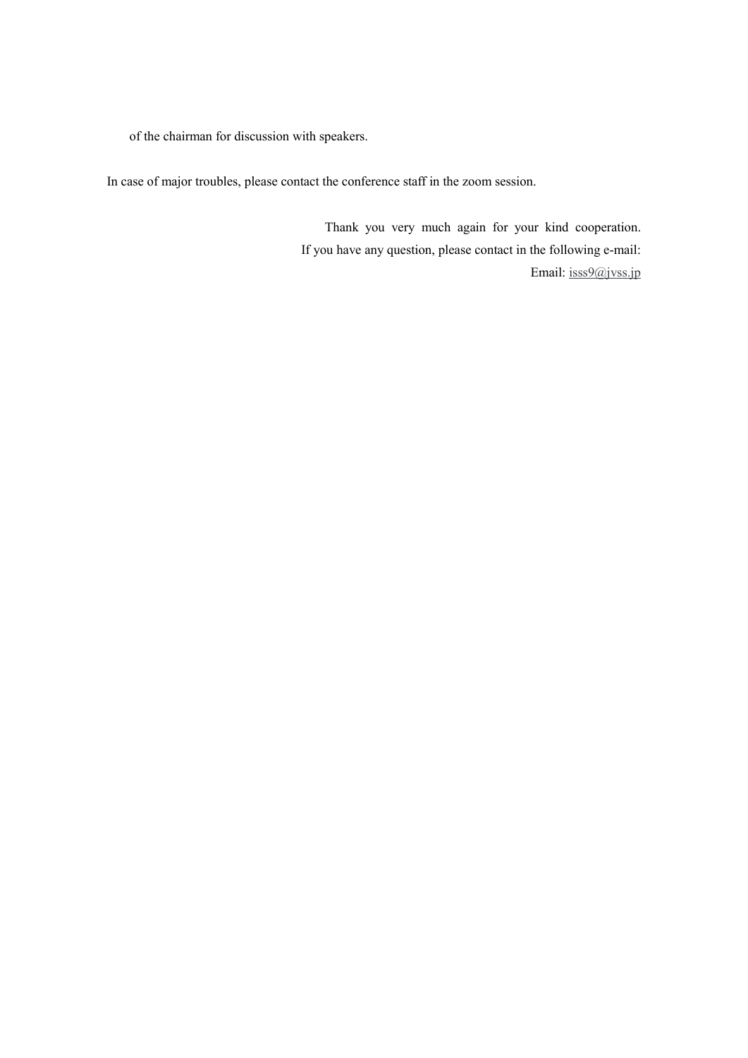of the chairman for discussion with speakers.

In case of major troubles, please contact the conference staff in the zoom session.

Thank you very much again for your kind cooperation.
If you have any question, please contact in the following e-mail:
Email: isss9@jvss.jp